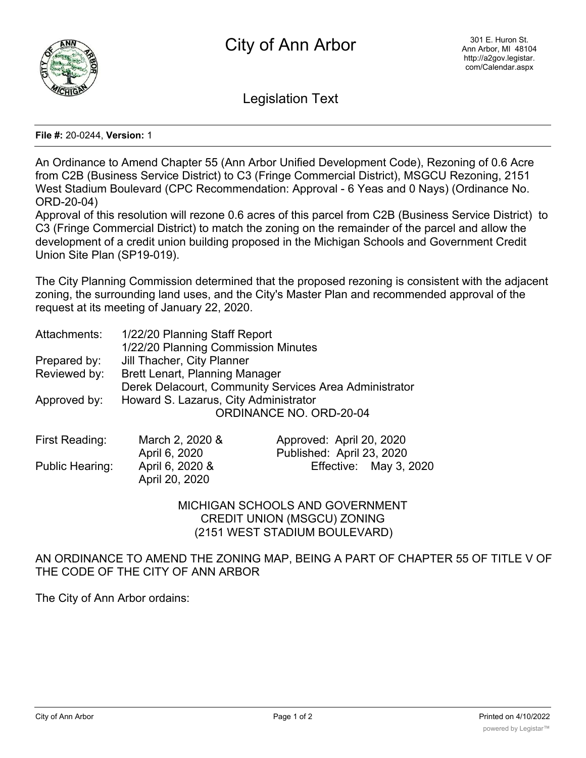# City of Ann Arbor

301 E. Huron St.
Ann Arbor, MI 48104
http://a2gov.legistar.com/Calendar.aspx

## Legislation Text

**File #:** 20-0244, **Version:** 1

An Ordinance to Amend Chapter 55 (Ann Arbor Unified Development Code), Rezoning of 0.6 Acre from C2B (Business Service District) to C3 (Fringe Commercial District), MSGCU Rezoning, 2151 West Stadium Boulevard (CPC Recommendation: Approval - 6 Yeas and 0 Nays) (Ordinance No. ORD-20-04)

Approval of this resolution will rezone 0.6 acres of this parcel from C2B (Business Service District) to C3 (Fringe Commercial District) to match the zoning on the remainder of the parcel and allow the development of a credit union building proposed in the Michigan Schools and Government Credit Union Site Plan (SP19-019).

The City Planning Commission determined that the proposed rezoning is consistent with the adjacent zoning, the surrounding land uses, and the City's Master Plan and recommended approval of the request at its meeting of January 22, 2020.

Attachments: 1/22/20 Planning Staff Report
1/22/20 Planning Commission Minutes

Prepared by: Jill Thacher, City Planner

Reviewed by: Brett Lenart, Planning Manager
Derek Delacourt, Community Services Area Administrator

Approved by: Howard S. Lazarus, City Administrator

ORDINANCE NO. ORD-20-04

| | | |
|---|---|---|
| First Reading: | March 2, 2020 & April 6, 2020 | Approved: April 20, 2020 |
| | | Published: April 23, 2020 |
| Public Hearing: | April 6, 2020 & April 20, 2020 | Effective: May 3, 2020 |

MICHIGAN SCHOOLS AND GOVERNMENT
CREDIT UNION (MSGCU) ZONING
(2151 WEST STADIUM BOULEVARD)

AN ORDINANCE TO AMEND THE ZONING MAP, BEING A PART OF CHAPTER 55 OF TITLE V OF THE CODE OF THE CITY OF ANN ARBOR

The City of Ann Arbor ordains: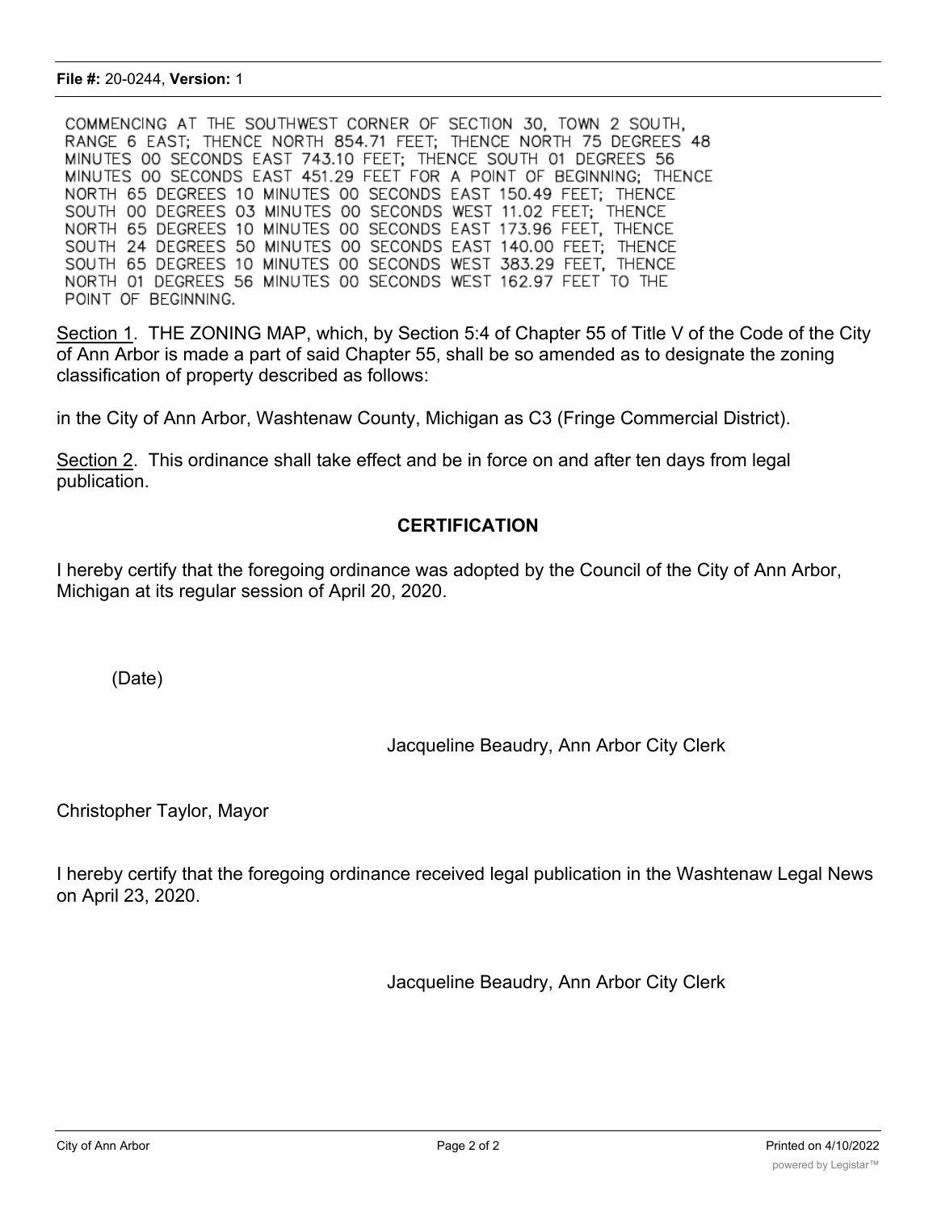File #: 20-0244, Version: 1

COMMENCING AT THE SOUTHWEST CORNER OF SECTION 30, TOWN 2 SOUTH, RANGE 6 EAST; THENCE NORTH 854.71 FEET; THENCE NORTH 75 DEGREES 48 MINUTES 00 SECONDS EAST 743.10 FEET; THENCE SOUTH 01 DEGREES 56 MINUTES 00 SECONDS EAST 451.29 FEET FOR A POINT OF BEGINNING; THENCE NORTH 65 DEGREES 10 MINUTES 00 SECONDS EAST 150.49 FEET; THENCE SOUTH 00 DEGREES 03 MINUTES 00 SECONDS WEST 11.02 FEET; THENCE NORTH 65 DEGREES 10 MINUTES 00 SECONDS EAST 173.96 FEET, THENCE SOUTH 24 DEGREES 50 MINUTES 00 SECONDS EAST 140.00 FEET; THENCE SOUTH 65 DEGREES 10 MINUTES 00 SECONDS WEST 383.29 FEET, THENCE NORTH 01 DEGREES 56 MINUTES 00 SECONDS WEST 162.97 FEET TO THE POINT OF BEGINNING.

Section 1. THE ZONING MAP, which, by Section 5:4 of Chapter 55 of Title V of the Code of the City of Ann Arbor is made a part of said Chapter 55, shall be so amended as to designate the zoning classification of property described as follows:

in the City of Ann Arbor, Washtenaw County, Michigan as C3 (Fringe Commercial District).

Section 2. This ordinance shall take effect and be in force on and after ten days from legal publication.

## CERTIFICATION

I hereby certify that the foregoing ordinance was adopted by the Council of the City of Ann Arbor, Michigan at its regular session of April 20, 2020.

(Date)

Jacqueline Beaudry, Ann Arbor City Clerk

Christopher Taylor, Mayor

I hereby certify that the foregoing ordinance received legal publication in the Washtenaw Legal News on April 23, 2020.

Jacqueline Beaudry, Ann Arbor City Clerk